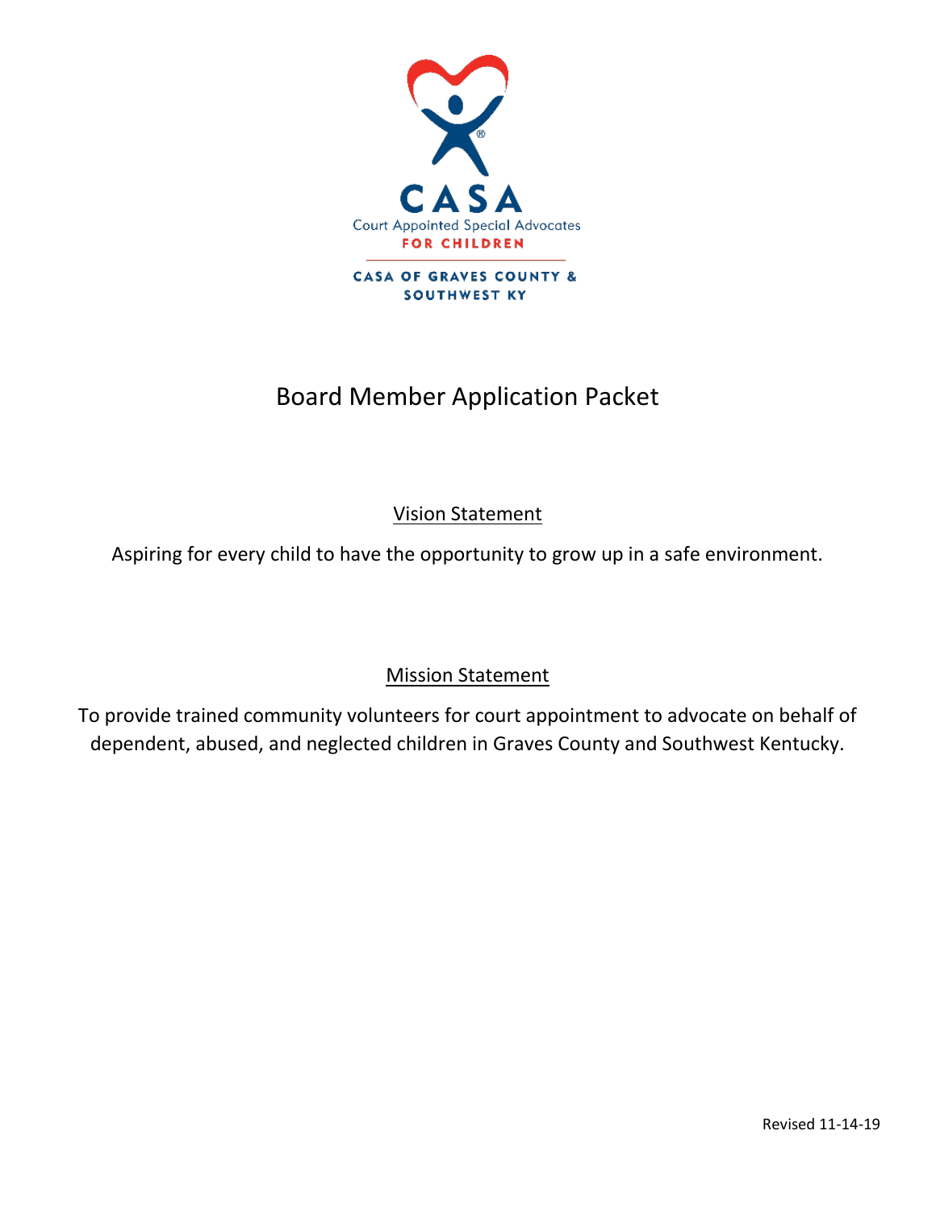CASA

Court Appointed Special Advocates

FOR CHILDREN

CASA OF GRAVES COUNTY & SOUTHWEST KY

# Board Member Application Packet

## Vision Statement

Aspiring for every child to have the opportunity to grow up in a safe environment.

## Mission Statement

To provide trained community volunteers for court appointment to advocate on behalf of dependent, abused, and neglected children in Graves County and Southwest Kentucky.

Revised 11-14-19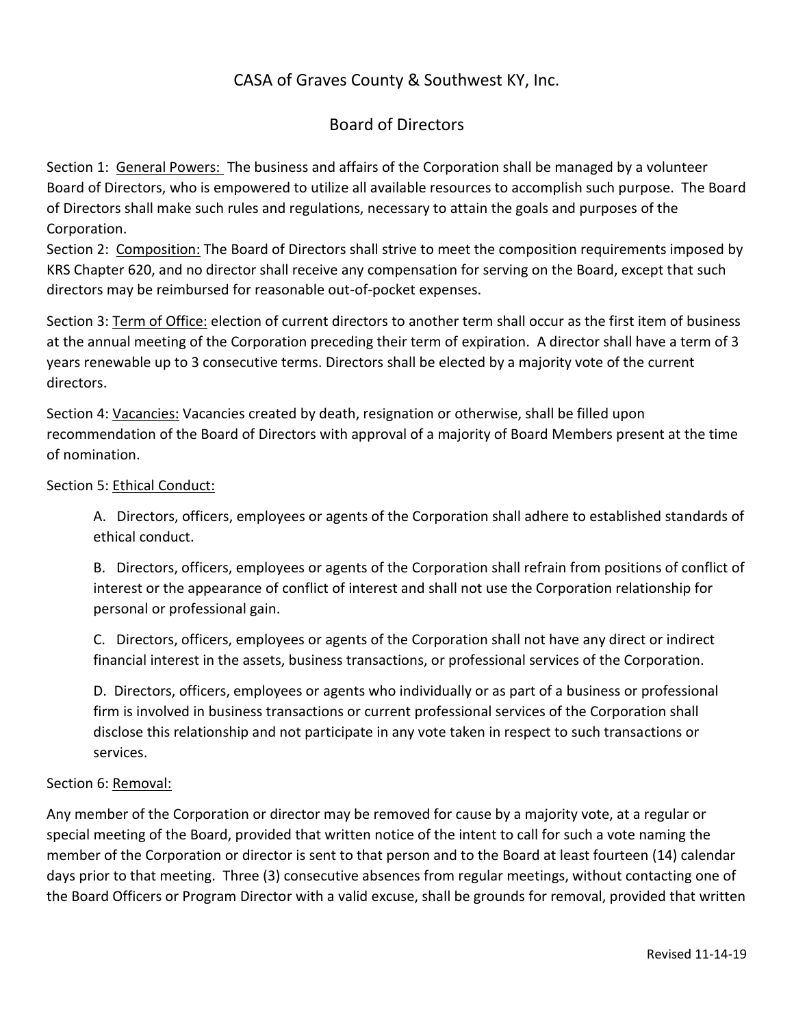CASA of Graves County & Southwest KY, Inc.

Board of Directors

Section 1: <u>General Powers:</u> The business and affairs of the Corporation shall be managed by a volunteer Board of Directors, who is empowered to utilize all available resources to accomplish such purpose. The Board of Directors shall make such rules and regulations, necessary to attain the goals and purposes of the Corporation.

Section 2: <u>Composition:</u> The Board of Directors shall strive to meet the composition requirements imposed by KRS Chapter 620, and no director shall receive any compensation for serving on the Board, except that such directors may be reimbursed for reasonable out-of-pocket expenses.

Section 3: <u>Term of Office:</u> election of current directors to another term shall occur as the first item of business at the annual meeting of the Corporation preceding their term of expiration. A director shall have a term of 3 years renewable up to 3 consecutive terms. Directors shall be elected by a majority vote of the current directors.

Section 4: <u>Vacancies:</u> Vacancies created by death, resignation or otherwise, shall be filled upon recommendation of the Board of Directors with approval of a majority of Board Members present at the time of nomination.

Section 5: <u>Ethical Conduct:</u>

A. Directors, officers, employees or agents of the Corporation shall adhere to established standards of ethical conduct.

B. Directors, officers, employees or agents of the Corporation shall refrain from positions of conflict of interest or the appearance of conflict of interest and shall not use the Corporation relationship for personal or professional gain.

C. Directors, officers, employees or agents of the Corporation shall not have any direct or indirect financial interest in the assets, business transactions, or professional services of the Corporation.

D. Directors, officers, employees or agents who individually or as part of a business or professional firm is involved in business transactions or current professional services of the Corporation shall disclose this relationship and not participate in any vote taken in respect to such transactions or services.

Section 6: <u>Removal:</u>

Any member of the Corporation or director may be removed for cause by a majority vote, at a regular or special meeting of the Board, provided that written notice of the intent to call for such a vote naming the member of the Corporation or director is sent to that person and to the Board at least fourteen (14) calendar days prior to that meeting. Three (3) consecutive absences from regular meetings, without contacting one of the Board Officers or Program Director with a valid excuse, shall be grounds for removal, provided that written

Revised 11-14-19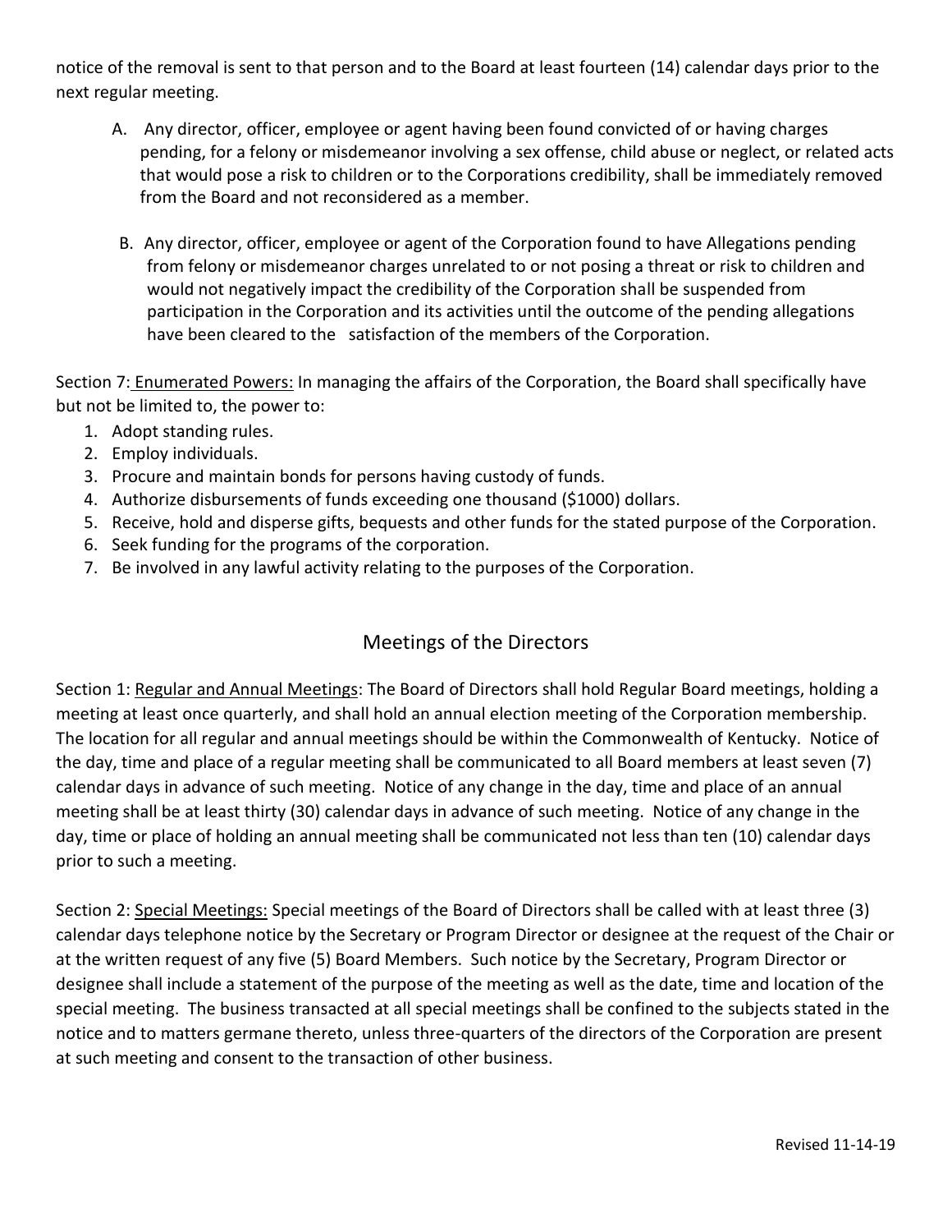notice of the removal is sent to that person and to the Board at least fourteen (14) calendar days prior to the next regular meeting.

A. Any director, officer, employee or agent having been found convicted of or having charges pending, for a felony or misdemeanor involving a sex offense, child abuse or neglect, or related acts that would pose a risk to children or to the Corporations credibility, shall be immediately removed from the Board and not reconsidered as a member.

B. Any director, officer, employee or agent of the Corporation found to have Allegations pending from felony or misdemeanor charges unrelated to or not posing a threat or risk to children and would not negatively impact the credibility of the Corporation shall be suspended from participation in the Corporation and its activities until the outcome of the pending allegations have been cleared to the satisfaction of the members of the Corporation.

Section 7: Enumerated Powers: In managing the affairs of the Corporation, the Board shall specifically have but not be limited to, the power to:

1. Adopt standing rules.
2. Employ individuals.
3. Procure and maintain bonds for persons having custody of funds.
4. Authorize disbursements of funds exceeding one thousand ($1000) dollars.
5. Receive, hold and disperse gifts, bequests and other funds for the stated purpose of the Corporation.
6. Seek funding for the programs of the corporation.
7. Be involved in any lawful activity relating to the purposes of the Corporation.

## Meetings of the Directors

Section 1: Regular and Annual Meetings: The Board of Directors shall hold Regular Board meetings, holding a meeting at least once quarterly, and shall hold an annual election meeting of the Corporation membership. The location for all regular and annual meetings should be within the Commonwealth of Kentucky. Notice of the day, time and place of a regular meeting shall be communicated to all Board members at least seven (7) calendar days in advance of such meeting. Notice of any change in the day, time and place of an annual meeting shall be at least thirty (30) calendar days in advance of such meeting. Notice of any change in the day, time or place of holding an annual meeting shall be communicated not less than ten (10) calendar days prior to such a meeting.

Section 2: Special Meetings: Special meetings of the Board of Directors shall be called with at least three (3) calendar days telephone notice by the Secretary or Program Director or designee at the request of the Chair or at the written request of any five (5) Board Members. Such notice by the Secretary, Program Director or designee shall include a statement of the purpose of the meeting as well as the date, time and location of the special meeting. The business transacted at all special meetings shall be confined to the subjects stated in the notice and to matters germane thereto, unless three-quarters of the directors of the Corporation are present at such meeting and consent to the transaction of other business.

Revised 11-14-19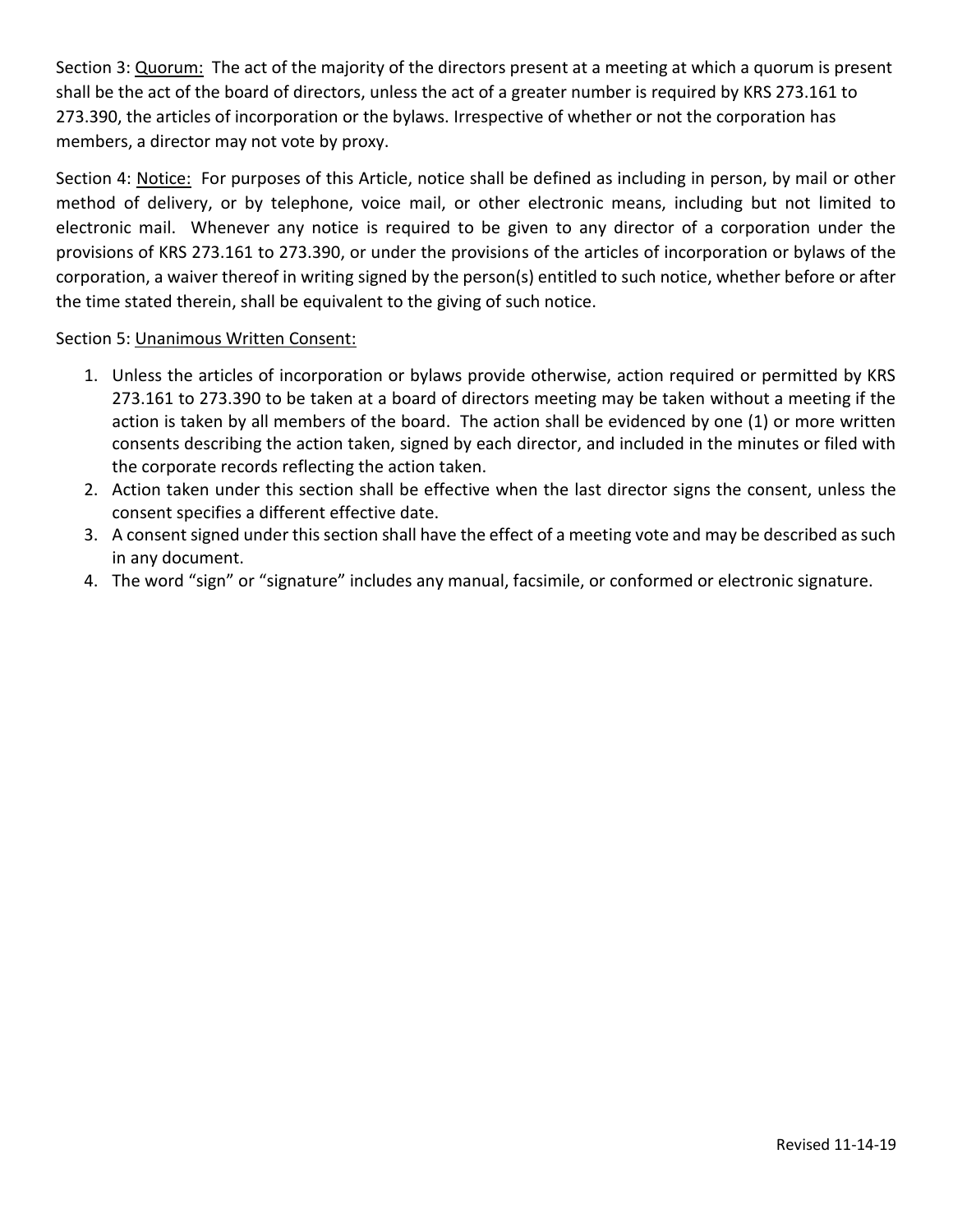Section 3: <u>Quorum:</u> The act of the majority of the directors present at a meeting at which a quorum is present shall be the act of the board of directors, unless the act of a greater number is required by KRS 273.161 to 273.390, the articles of incorporation or the bylaws. Irrespective of whether or not the corporation has members, a director may not vote by proxy.

Section 4: <u>Notice:</u> For purposes of this Article, notice shall be defined as including in person, by mail or other method of delivery, or by telephone, voice mail, or other electronic means, including but not limited to electronic mail. Whenever any notice is required to be given to any director of a corporation under the provisions of KRS 273.161 to 273.390, or under the provisions of the articles of incorporation or bylaws of the corporation, a waiver thereof in writing signed by the person(s) entitled to such notice, whether before or after the time stated therein, shall be equivalent to the giving of such notice.

Section 5: <u>Unanimous Written Consent:</u>

1. Unless the articles of incorporation or bylaws provide otherwise, action required or permitted by KRS 273.161 to 273.390 to be taken at a board of directors meeting may be taken without a meeting if the action is taken by all members of the board. The action shall be evidenced by one (1) or more written consents describing the action taken, signed by each director, and included in the minutes or filed with the corporate records reflecting the action taken.
2. Action taken under this section shall be effective when the last director signs the consent, unless the consent specifies a different effective date.
3. A consent signed under this section shall have the effect of a meeting vote and may be described as such in any document.
4. The word "sign" or "signature" includes any manual, facsimile, or conformed or electronic signature.

Revised 11-14-19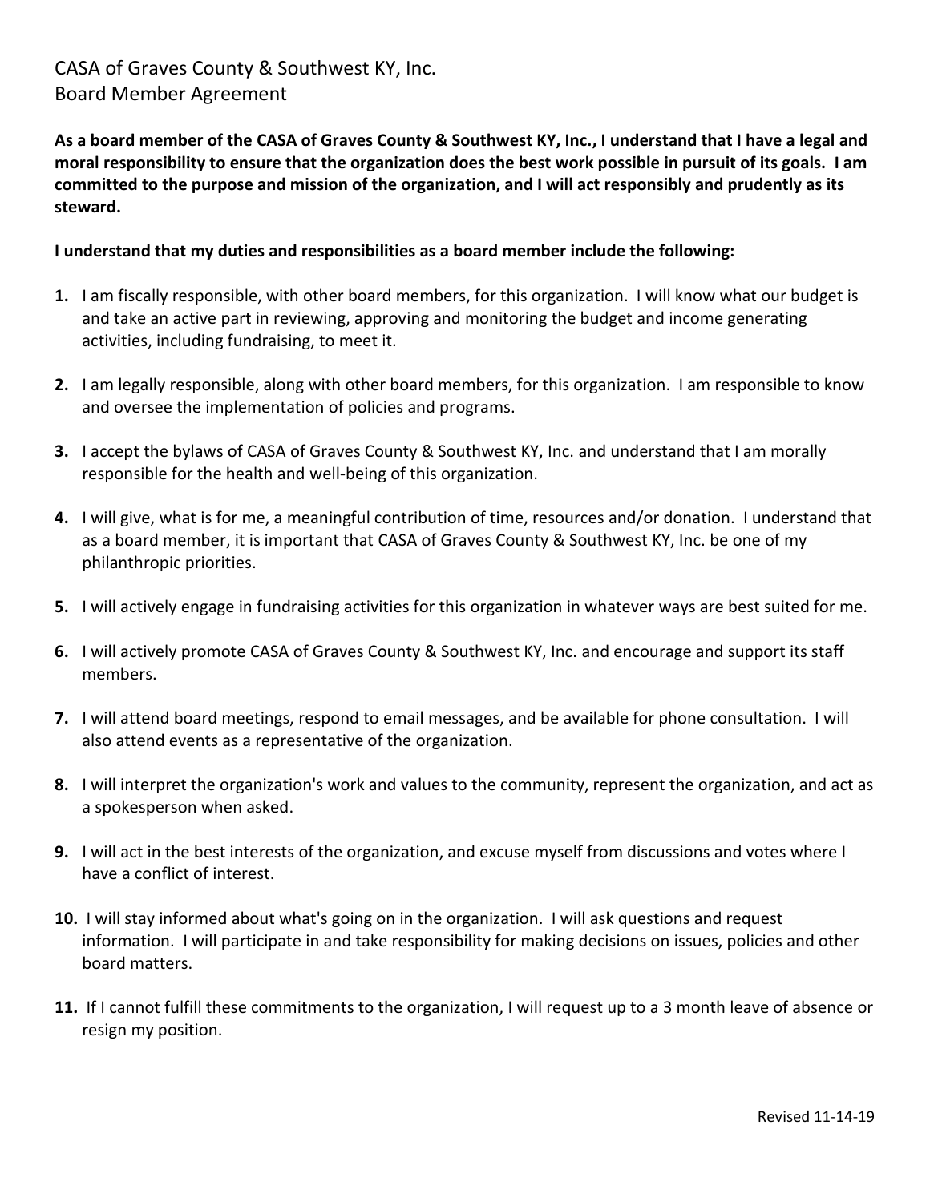# CASA of Graves County & Southwest KY, Inc.
## Board Member Agreement

**As a board member of the CASA of Graves County & Southwest KY, Inc., I understand that I have a legal and moral responsibility to ensure that the organization does the best work possible in pursuit of its goals. I am committed to the purpose and mission of the organization, and I will act responsibly and prudently as its steward.**

**I understand that my duties and responsibilities as a board member include the following:**

1. I am fiscally responsible, with other board members, for this organization. I will know what our budget is and take an active part in reviewing, approving and monitoring the budget and income generating activities, including fundraising, to meet it.

2. I am legally responsible, along with other board members, for this organization. I am responsible to know and oversee the implementation of policies and programs.

3. I accept the bylaws of CASA of Graves County & Southwest KY, Inc. and understand that I am morally responsible for the health and well-being of this organization.

4. I will give, what is for me, a meaningful contribution of time, resources and/or donation. I understand that as a board member, it is important that CASA of Graves County & Southwest KY, Inc. be one of my philanthropic priorities.

5. I will actively engage in fundraising activities for this organization in whatever ways are best suited for me.

6. I will actively promote CASA of Graves County & Southwest KY, Inc. and encourage and support its staff members.

7. I will attend board meetings, respond to email messages, and be available for phone consultation. I will also attend events as a representative of the organization.

8. I will interpret the organization's work and values to the community, represent the organization, and act as a spokesperson when asked.

9. I will act in the best interests of the organization, and excuse myself from discussions and votes where I have a conflict of interest.

10. I will stay informed about what's going on in the organization. I will ask questions and request information. I will participate in and take responsibility for making decisions on issues, policies and other board matters.

11. If I cannot fulfill these commitments to the organization, I will request up to a 3 month leave of absence or resign my position.

Revised 11-14-19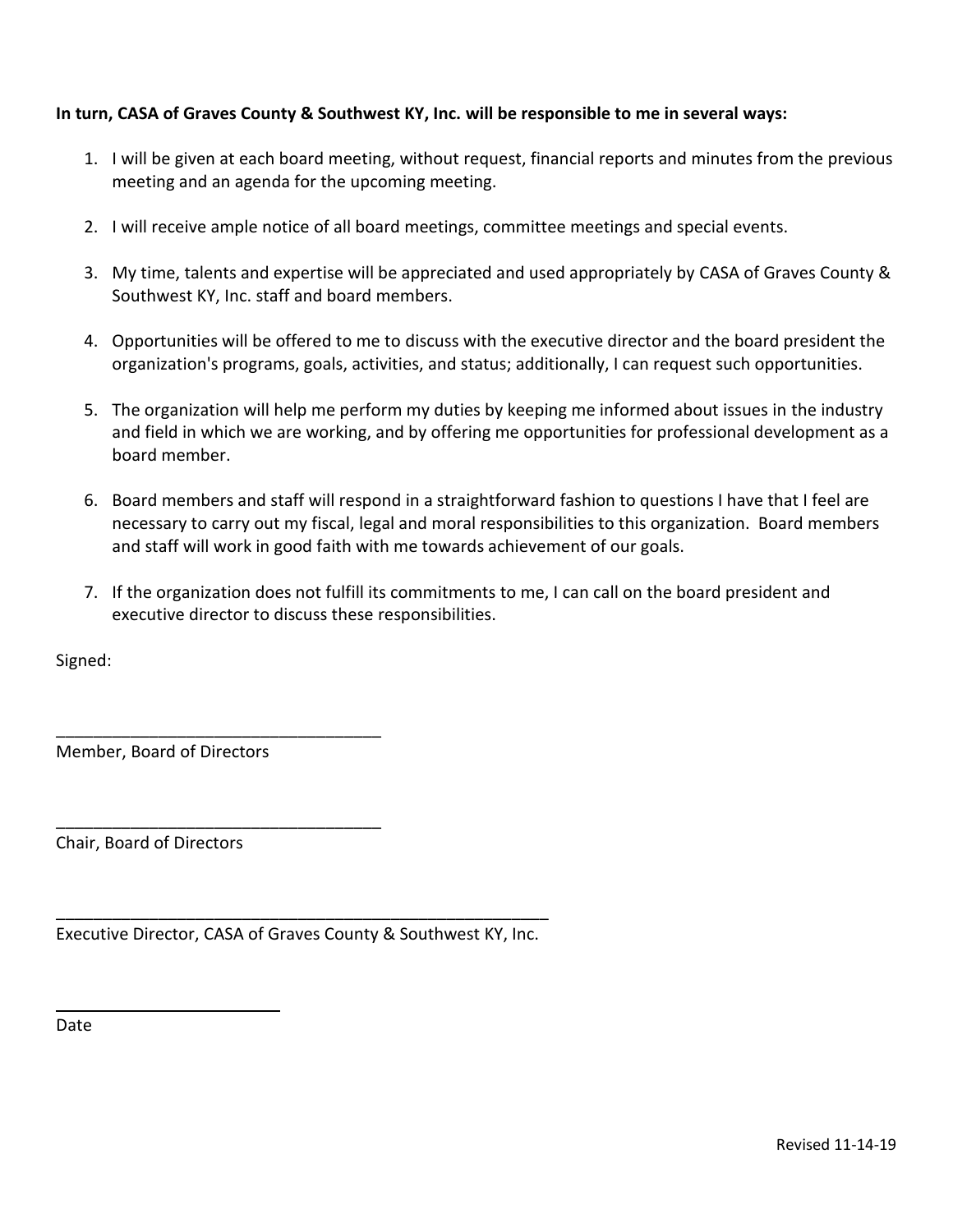**In turn, CASA of Graves County & Southwest KY, Inc. will be responsible to me in several ways:**

1. I will be given at each board meeting, without request, financial reports and minutes from the previous meeting and an agenda for the upcoming meeting.

2. I will receive ample notice of all board meetings, committee meetings and special events.

3. My time, talents and expertise will be appreciated and used appropriately by CASA of Graves County & Southwest KY, Inc. staff and board members.

4. Opportunities will be offered to me to discuss with the executive director and the board president the organization's programs, goals, activities, and status; additionally, I can request such opportunities.

5. The organization will help me perform my duties by keeping me informed about issues in the industry and field in which we are working, and by offering me opportunities for professional development as a board member.

6. Board members and staff will respond in a straightforward fashion to questions I have that I feel are necessary to carry out my fiscal, legal and moral responsibilities to this organization. Board members and staff will work in good faith with me towards achievement of our goals.

7. If the organization does not fulfill its commitments to me, I can call on the board president and executive director to discuss these responsibilities.

Signed:

___________________________________
Member, Board of Directors

___________________________________
Chair, Board of Directors

______________________________________________________
Executive Director, CASA of Graves County & Southwest KY, Inc.

________________________
Date

Revised 11-14-19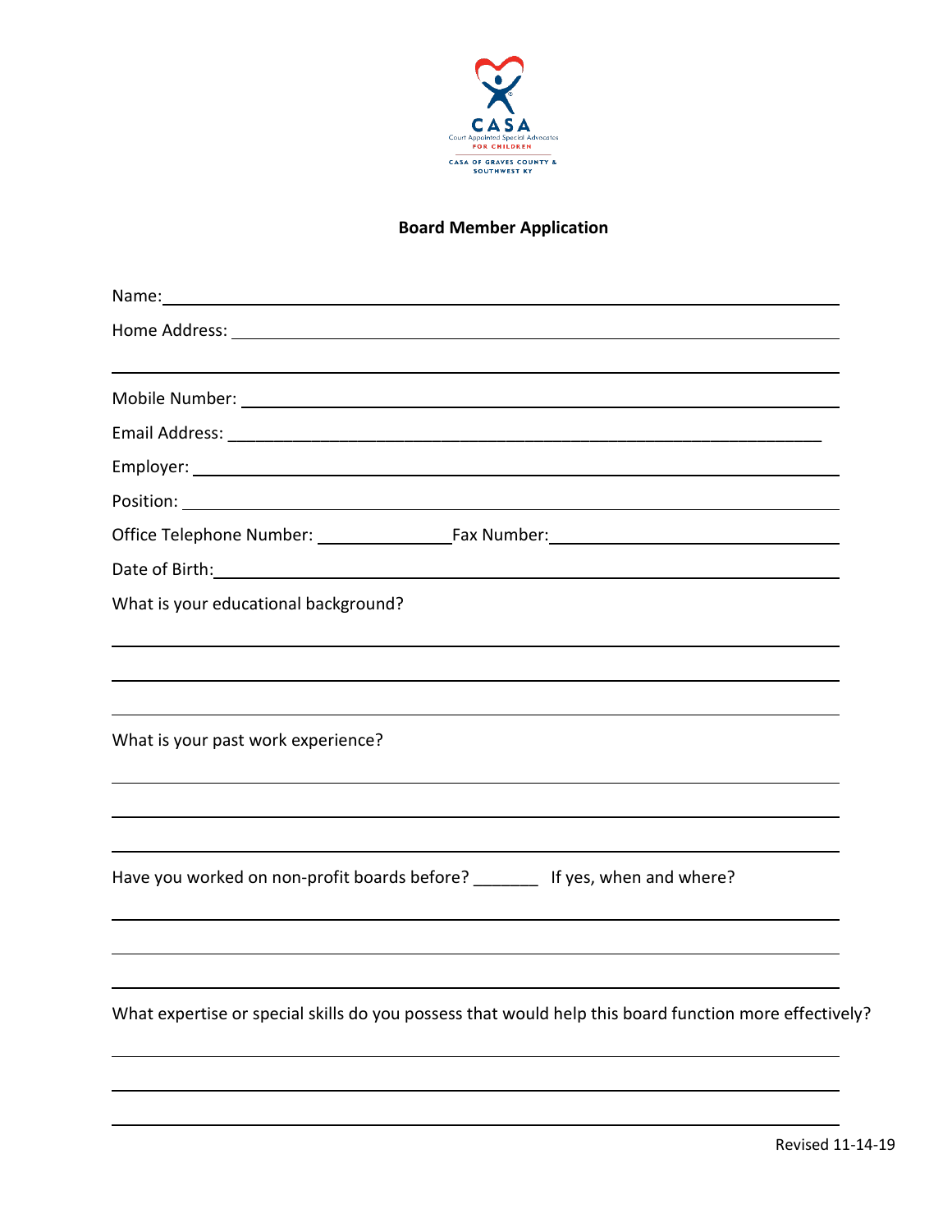CASA
Court Appointed Special Advocates
FOR CHILDREN
CASA OF GRAVES COUNTY & SOUTHWEST KY

## Board Member Application

Name: ______________________________________________________________________

Home Address: _______________________________________________________________

______________________________________________________________________________

Mobile Number: ______________________________________________________________

Email Address: _______________________________________________________________

Employer: ___________________________________________________________________

Position: ____________________________________________________________________

Office Telephone Number: _______________ Fax Number: ______________________________

Date of Birth: ________________________________________________________________

What is your educational background?

______________________________________________________________________________

______________________________________________________________________________

______________________________________________________________________________

What is your past work experience?

______________________________________________________________________________

______________________________________________________________________________

______________________________________________________________________________

Have you worked on non-profit boards before? _______ If yes, when and where?

______________________________________________________________________________

______________________________________________________________________________

______________________________________________________________________________

What expertise or special skills do you possess that would help this board function more effectively?

______________________________________________________________________________

______________________________________________________________________________

______________________________________________________________________________

Revised 11-14-19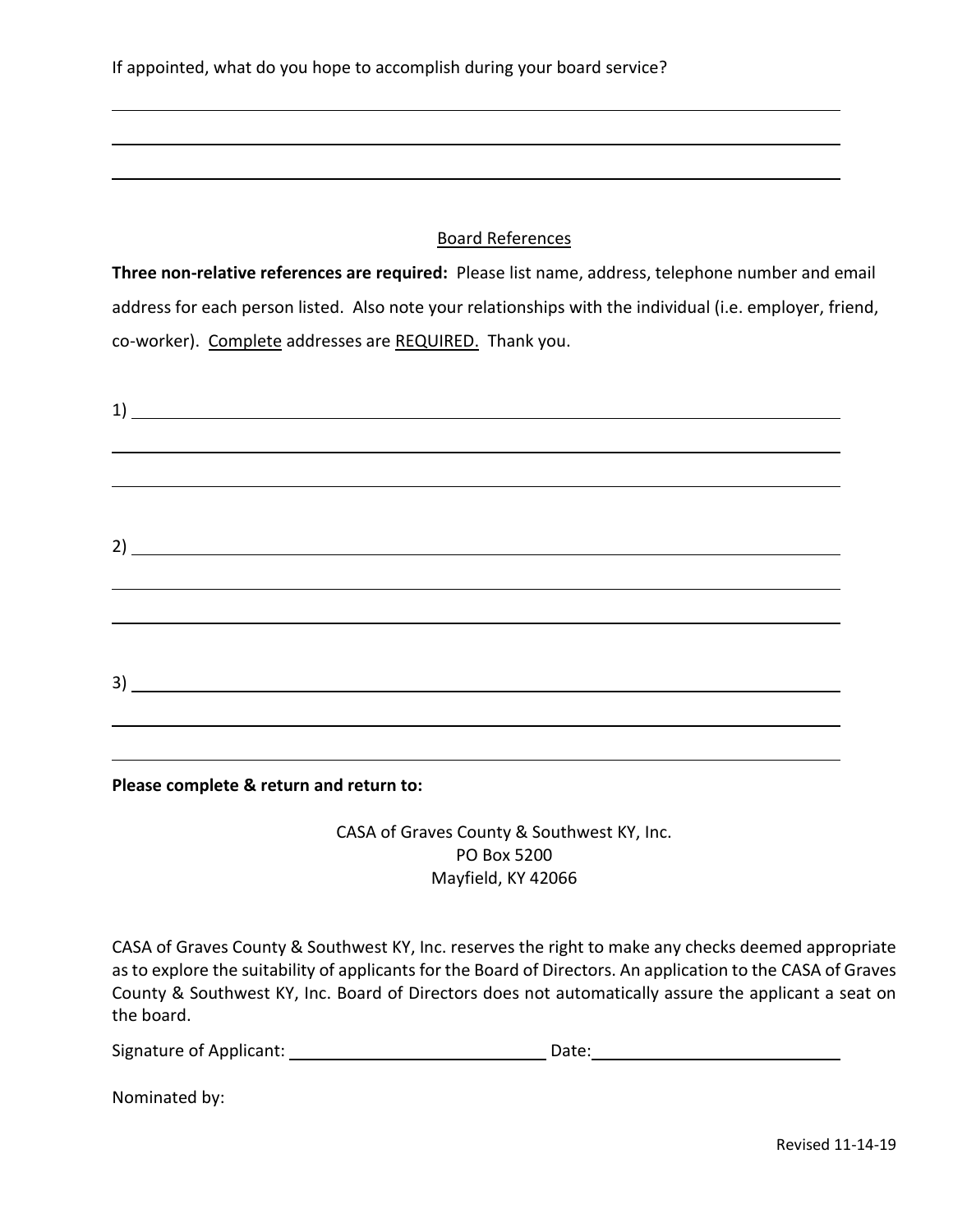If appointed, what do you hope to accomplish during your board service?

\_\_\_\_\_\_\_\_\_\_\_\_\_\_\_\_\_\_\_\_\_\_\_\_\_\_\_\_\_\_\_\_\_\_\_\_\_\_\_\_\_\_\_\_\_\_\_\_\_\_\_\_\_\_\_\_\_\_\_\_\_\_\_\_\_\_\_\_\_\_

\_\_\_\_\_\_\_\_\_\_\_\_\_\_\_\_\_\_\_\_\_\_\_\_\_\_\_\_\_\_\_\_\_\_\_\_\_\_\_\_\_\_\_\_\_\_\_\_\_\_\_\_\_\_\_\_\_\_\_\_\_\_\_\_\_\_\_\_\_\_

\_\_\_\_\_\_\_\_\_\_\_\_\_\_\_\_\_\_\_\_\_\_\_\_\_\_\_\_\_\_\_\_\_\_\_\_\_\_\_\_\_\_\_\_\_\_\_\_\_\_\_\_\_\_\_\_\_\_\_\_\_\_\_\_\_\_\_\_\_\_

## Board References

**Three non-relative references are required:** Please list name, address, telephone number and email address for each person listed. Also note your relationships with the individual (i.e. employer, friend, co-worker). Complete addresses are REQUIRED. Thank you.

1) \_\_\_\_\_\_\_\_\_\_\_\_\_\_\_\_\_\_\_\_\_\_\_\_\_\_\_\_\_\_\_\_\_\_\_\_\_\_\_\_\_\_\_\_\_\_\_\_\_\_\_\_\_\_\_\_\_\_\_\_\_\_\_\_\_\_

\_\_\_\_\_\_\_\_\_\_\_\_\_\_\_\_\_\_\_\_\_\_\_\_\_\_\_\_\_\_\_\_\_\_\_\_\_\_\_\_\_\_\_\_\_\_\_\_\_\_\_\_\_\_\_\_\_\_\_\_\_\_\_\_\_\_\_\_\_\_

\_\_\_\_\_\_\_\_\_\_\_\_\_\_\_\_\_\_\_\_\_\_\_\_\_\_\_\_\_\_\_\_\_\_\_\_\_\_\_\_\_\_\_\_\_\_\_\_\_\_\_\_\_\_\_\_\_\_\_\_\_\_\_\_\_\_\_\_\_\_

2) \_\_\_\_\_\_\_\_\_\_\_\_\_\_\_\_\_\_\_\_\_\_\_\_\_\_\_\_\_\_\_\_\_\_\_\_\_\_\_\_\_\_\_\_\_\_\_\_\_\_\_\_\_\_\_\_\_\_\_\_\_\_\_\_\_\_

\_\_\_\_\_\_\_\_\_\_\_\_\_\_\_\_\_\_\_\_\_\_\_\_\_\_\_\_\_\_\_\_\_\_\_\_\_\_\_\_\_\_\_\_\_\_\_\_\_\_\_\_\_\_\_\_\_\_\_\_\_\_\_\_\_\_\_\_\_\_

\_\_\_\_\_\_\_\_\_\_\_\_\_\_\_\_\_\_\_\_\_\_\_\_\_\_\_\_\_\_\_\_\_\_\_\_\_\_\_\_\_\_\_\_\_\_\_\_\_\_\_\_\_\_\_\_\_\_\_\_\_\_\_\_\_\_\_\_\_\_

3) \_\_\_\_\_\_\_\_\_\_\_\_\_\_\_\_\_\_\_\_\_\_\_\_\_\_\_\_\_\_\_\_\_\_\_\_\_\_\_\_\_\_\_\_\_\_\_\_\_\_\_\_\_\_\_\_\_\_\_\_\_\_\_\_\_\_

\_\_\_\_\_\_\_\_\_\_\_\_\_\_\_\_\_\_\_\_\_\_\_\_\_\_\_\_\_\_\_\_\_\_\_\_\_\_\_\_\_\_\_\_\_\_\_\_\_\_\_\_\_\_\_\_\_\_\_\_\_\_\_\_\_\_\_\_\_\_

\_\_\_\_\_\_\_\_\_\_\_\_\_\_\_\_\_\_\_\_\_\_\_\_\_\_\_\_\_\_\_\_\_\_\_\_\_\_\_\_\_\_\_\_\_\_\_\_\_\_\_\_\_\_\_\_\_\_\_\_\_\_\_\_\_\_\_\_\_\_

**Please complete & return and return to:**

CASA of Graves County & Southwest KY, Inc.
PO Box 5200
Mayfield, KY 42066

CASA of Graves County & Southwest KY, Inc. reserves the right to make any checks deemed appropriate as to explore the suitability of applicants for the Board of Directors. An application to the CASA of Graves County & Southwest KY, Inc. Board of Directors does not automatically assure the applicant a seat on the board.

Signature of Applicant: \_\_\_\_\_\_\_\_\_\_\_\_\_\_\_\_\_\_\_\_\_\_\_\_\_\_\_\_ Date:\_\_\_\_\_\_\_\_\_\_\_\_\_\_\_\_\_\_\_\_\_\_\_\_\_\_\_\_

Nominated by:

Revised 11-14-19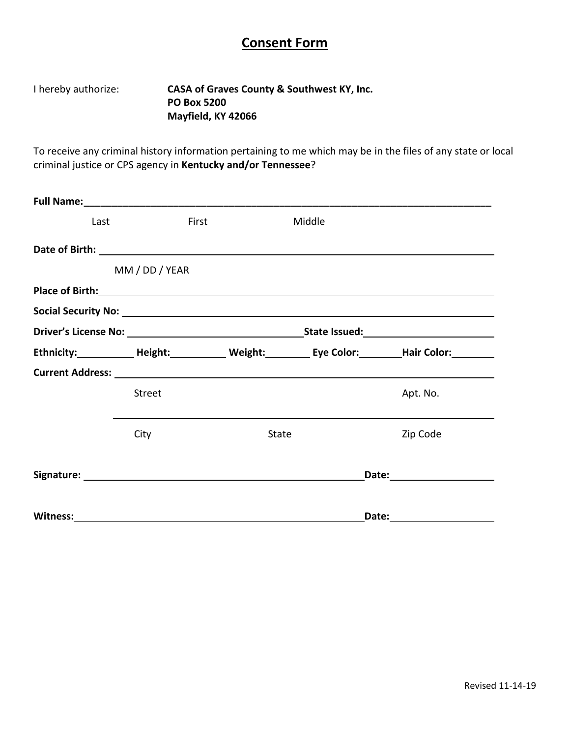# Consent Form

I hereby authorize: **CASA of Graves County & Southwest KY, Inc.**
**PO Box 5200**
**Mayfield, KY 42066**

To receive any criminal history information pertaining to me which may be in the files of any state or local criminal justice or CPS agency in **Kentucky and/or Tennessee**?

**Full Name:**______________________________________________________________

Last First Middle

**Date of Birth:** ______________________________________________________________

MM / DD / YEAR

**Place of Birth:**______________________________________________________________

**Social Security No:** __________________________________________________________

**Driver's License No:** ____________________________**State Issued:**____________________

**Ethnicity:**__________ **Height:**__________ **Weight:**________ **Eye Color:**_______**Hair Color:**________

**Current Address:** ____________________________________________________________

Street Apt. No.

________________________________________________________________________

City State Zip Code

**Signature:** ______________________________________________**Date:**_________________

**Witness:**_______________________________________________**Date:**_________________

Revised 11-14-19